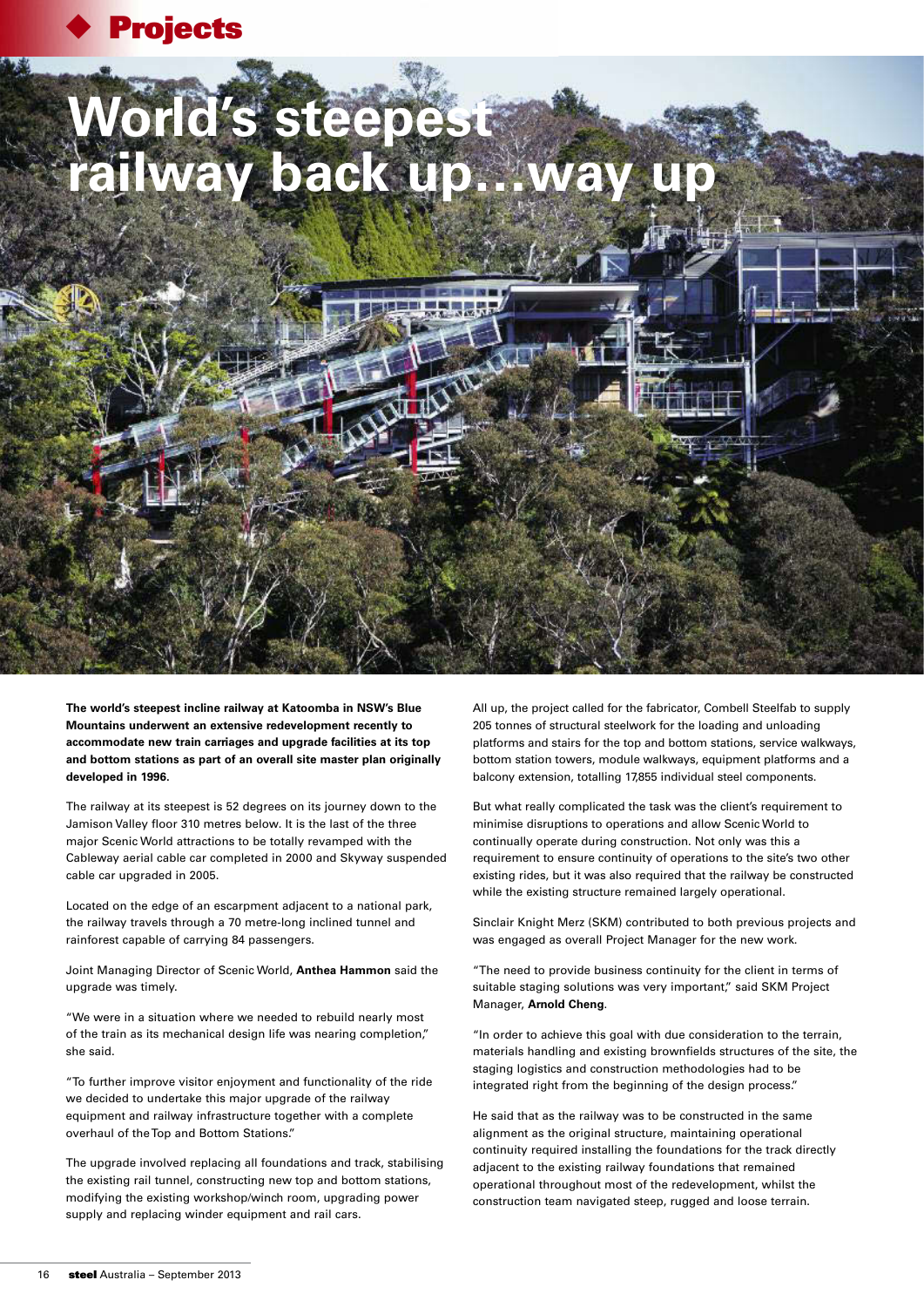# World's steepest railway back up…way up

**The world's steepest incline railway at Katoomba in NSW's Blue Mountains underwent an extensive redevelopment recently to accommodate new train carriages and upgrade facilities at its top and bottom stations as part of an overall site master plan originally developed in 1996.**

The railway at its steepest is 52 degrees on its journey down to the Jamison Valley floor 310 metres below. It is the last of the three major Scenic World attractions to be totally revamped with the Cableway aerial cable car completed in 2000 and Skyway suspended cable car upgraded in 2005.

Located on the edge of an escarpment adjacent to a national park, the railway travels through a 70 metre-long inclined tunnel and rainforest capable of carrying 84 passengers.

Joint Managing Director of Scenic World, **Anthea Hammon** said the upgrade was timely.

"We were in a situation where we needed to rebuild nearly most of the train as its mechanical design life was nearing completion," she said.

"To further improve visitor enjoyment and functionality of the ride we decided to undertake this major upgrade of the railway equipment and railway infrastructure together with a complete overhaul of the Top and Bottom Stations."

The upgrade involved replacing all foundations and track, stabilising the existing rail tunnel, constructing new top and bottom stations, modifying the existing workshop/winch room, upgrading power supply and replacing winder equipment and rail cars.

All up, the project called for the fabricator, Combell Steelfab to supply 205 tonnes of structural steelwork for the loading and unloading platforms and stairs for the top and bottom stations, service walkways, bottom station towers, module walkways, equipment platforms and a balcony extension, totalling 17,855 individual steel components.

But what really complicated the task was the client's requirement to minimise disruptions to operations and allow Scenic World to continually operate during construction. Not only was this a requirement to ensure continuity of operations to the site's two other existing rides, but it was also required that the railway be constructed while the existing structure remained largely operational.

Sinclair Knight Merz (SKM) contributed to both previous projects and was engaged as overall Project Manager for the new work.

"The need to provide business continuity for the client in terms of suitable staging solutions was very important," said SKM Project Manager, **Arnold Cheng**.

"In order to achieve this goal with due consideration to the terrain, materials handling and existing brownfields structures of the site, the staging logistics and construction methodologies had to be integrated right from the beginning of the design process."

He said that as the railway was to be constructed in the same alignment as the original structure, maintaining operational continuity required installing the foundations for the track directly adjacent to the existing railway foundations that remained operational throughout most of the redevelopment, whilst the construction team navigated steep, rugged and loose terrain.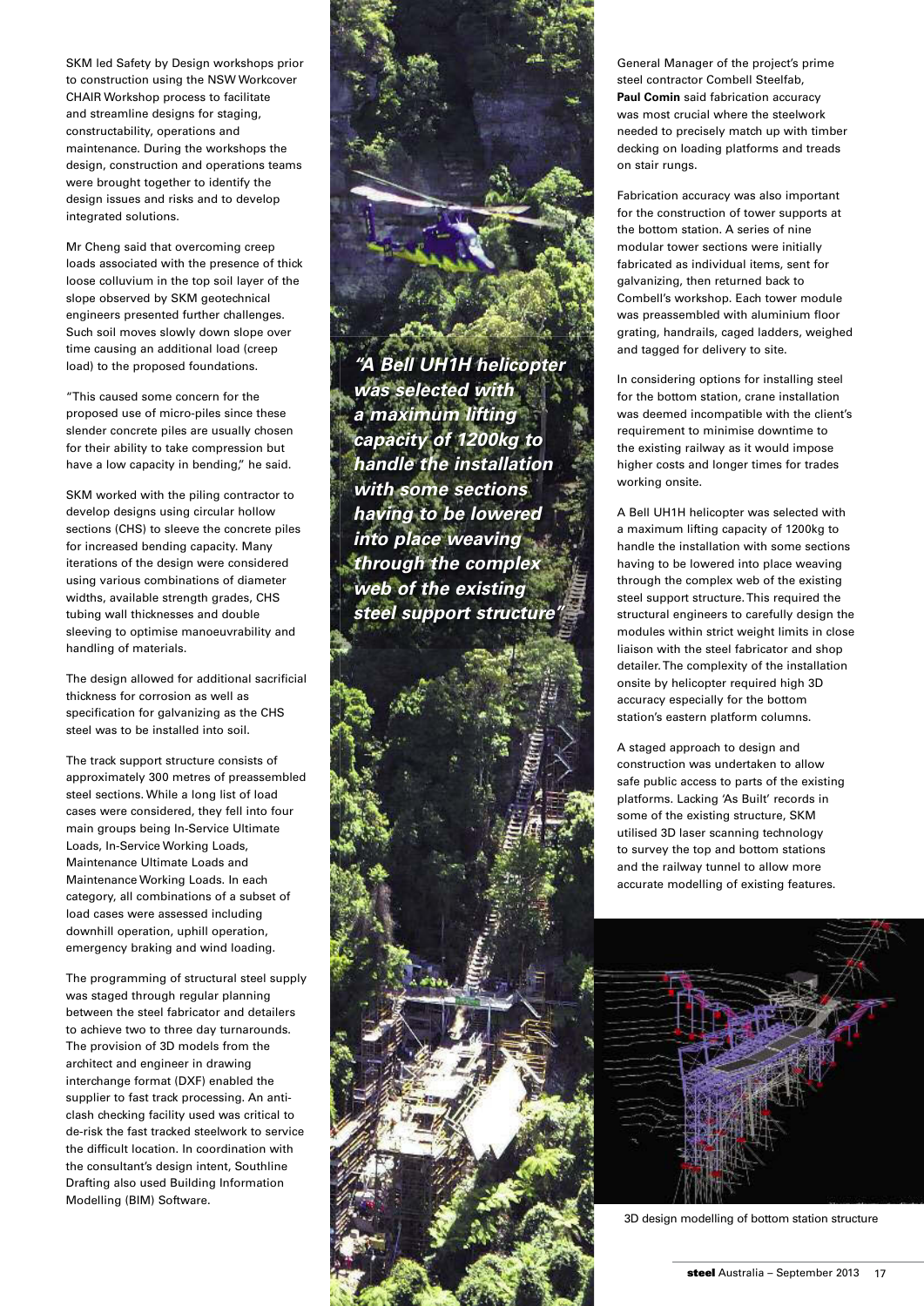SKM led Safety by Design workshops prior to construction using the NSW Workcover CHAIR Workshop process to facilitate and streamline designs for staging, constructability, operations and maintenance. During the workshops the design, construction and operations teams were brought together to identify the design issues and risks and to develop integrated solutions.

Mr Cheng said that overcoming creep loads associated with the presence of thick loose colluvium in the top soil layer of the slope observed by SKM geotechnical engineers presented further challenges. Such soil moves slowly down slope over time causing an additional load (creep load) to the proposed foundations.

"This caused some concern for the proposed use of micro-piles since these slender concrete piles are usually chosen for their ability to take compression but have a low capacity in bending," he said.

SKM worked with the piling contractor to develop designs using circular hollow sections (CHS) to sleeve the concrete piles for increased bending capacity. Many iterations of the design were considered using various combinations of diameter widths, available strength grades, CHS tubing wall thicknesses and double sleeving to optimise manoeuvrability and handling of materials.

The design allowed for additional sacrificial thickness for corrosion as well as specification for galvanizing as the CHS steel was to be installed into soil.

The track support structure consists of approximately 300 metres of preassembled steel sections. While a long list of load cases were considered, they fell into four main groups being In-Service Ultimate Loads, In-Service Working Loads, Maintenance Ultimate Loads and Maintenance Working Loads. In each category, all combinations of a subset of load cases were assessed including downhill operation, uphill operation, emergency braking and wind loading.

The programming of structural steel supply was staged through regular planning between the steel fabricator and detailers to achieve two to three day turnarounds. The provision of 3D models from the architect and engineer in drawing interchange format (DXF) enabled the supplier to fast track processing. An anti-clash checking facility used was critical to de-risk the fast tracked steelwork to service the difficult location. In coordination with the consultant's design intent, Southline Drafting also used Building Information Modelling (BIM) Software.

***"A Bell UH1H helicopter was selected with a maximum lifting capacity of 1200kg to handle the installation with some sections having to be lowered into place weaving through the complex web of the existing steel support structure"***

General Manager of the project's prime steel contractor Combell Steelfab, **Paul Comin** said fabrication accuracy was most crucial where the steelwork needed to precisely match up with timber decking on loading platforms and treads on stair rungs.

Fabrication accuracy was also important for the construction of tower supports at the bottom station. A series of nine modular tower sections were initially fabricated as individual items, sent for galvanizing, then returned back to Combell's workshop. Each tower module was preassembled with aluminium floor grating, handrails, caged ladders, weighed and tagged for delivery to site.

In considering options for installing steel for the bottom station, crane installation was deemed incompatible with the client's requirement to minimise downtime to the existing railway as it would impose higher costs and longer times for trades working onsite.

A Bell UH1H helicopter was selected with a maximum lifting capacity of 1200kg to handle the installation with some sections having to be lowered into place weaving through the complex web of the existing steel support structure. This required the structural engineers to carefully design the modules within strict weight limits in close liaison with the steel fabricator and shop detailer. The complexity of the installation onsite by helicopter required high 3D accuracy especially for the bottom station's eastern platform columns.

A staged approach to design and construction was undertaken to allow safe public access to parts of the existing platforms. Lacking 'As Built' records in some of the existing structure, SKM utilised 3D laser scanning technology to survey the top and bottom stations and the railway tunnel to allow more accurate modelling of existing features.

3D design modelling of bottom station structure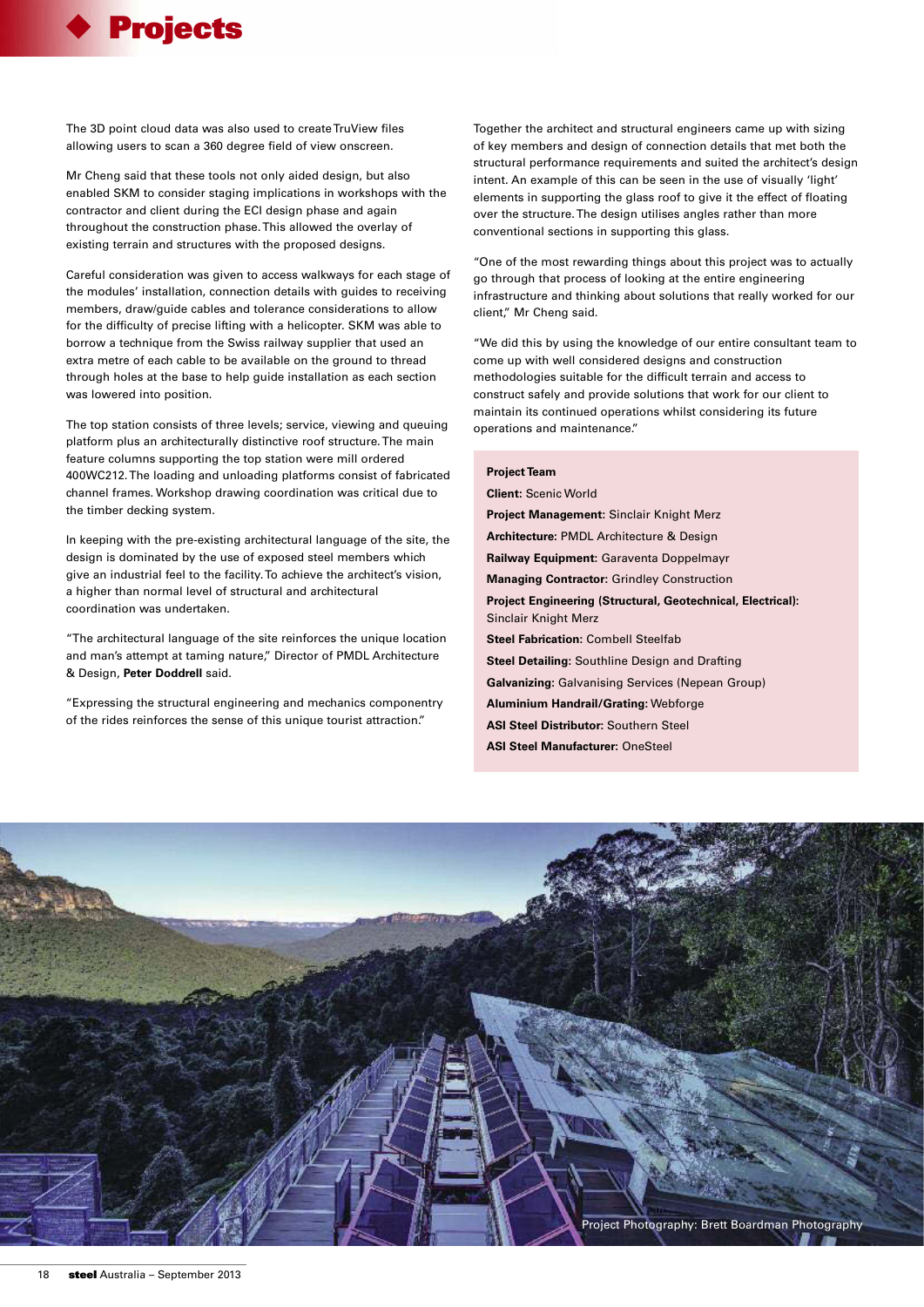The 3D point cloud data was also used to create TruView files allowing users to scan a 360 degree field of view onscreen.

Mr Cheng said that these tools not only aided design, but also enabled SKM to consider staging implications in workshops with the contractor and client during the ECI design phase and again throughout the construction phase. This allowed the overlay of existing terrain and structures with the proposed designs.

Careful consideration was given to access walkways for each stage of the modules' installation, connection details with guides to receiving members, draw/guide cables and tolerance considerations to allow for the difficulty of precise lifting with a helicopter. SKM was able to borrow a technique from the Swiss railway supplier that used an extra metre of each cable to be available on the ground to thread through holes at the base to help guide installation as each section was lowered into position.

The top station consists of three levels; service, viewing and queuing platform plus an architecturally distinctive roof structure. The main feature columns supporting the top station were mill ordered 400WC212. The loading and unloading platforms consist of fabricated channel frames. Workshop drawing coordination was critical due to the timber decking system.

In keeping with the pre-existing architectural language of the site, the design is dominated by the use of exposed steel members which give an industrial feel to the facility. To achieve the architect's vision, a higher than normal level of structural and architectural coordination was undertaken.

"The architectural language of the site reinforces the unique location and man's attempt at taming nature," Director of PMDL Architecture & Design, **Peter Doddrell** said.

"Expressing the structural engineering and mechanics componentry of the rides reinforces the sense of this unique tourist attraction."

Together the architect and structural engineers came up with sizing of key members and design of connection details that met both the structural performance requirements and suited the architect's design intent. An example of this can be seen in the use of visually 'light' elements in supporting the glass roof to give it the effect of floating over the structure. The design utilises angles rather than more conventional sections in supporting this glass.

"One of the most rewarding things about this project was to actually go through that process of looking at the entire engineering infrastructure and thinking about solutions that really worked for our client," Mr Cheng said.

"We did this by using the knowledge of our entire consultant team to come up with well considered designs and construction methodologies suitable for the difficult terrain and access to construct safely and provide solutions that work for our client to maintain its continued operations whilst considering its future operations and maintenance."

**Project Team**

**Client:** Scenic World

**Project Management:** Sinclair Knight Merz

**Architecture:** PMDL Architecture & Design

**Railway Equipment:** Garaventa Doppelmayr

**Managing Contractor:** Grindley Construction

**Project Engineering (Structural, Geotechnical, Electrical):** Sinclair Knight Merz

**Steel Fabrication:** Combell Steelfab

**Steel Detailing:** Southline Design and Drafting

**Galvanizing:** Galvanising Services (Nepean Group)

**Aluminium Handrail/Grating:** Webforge

**ASI Steel Distributor:** Southern Steel

**ASI Steel Manufacturer:** OneSteel

Project Photography: Brett Boardman Photography